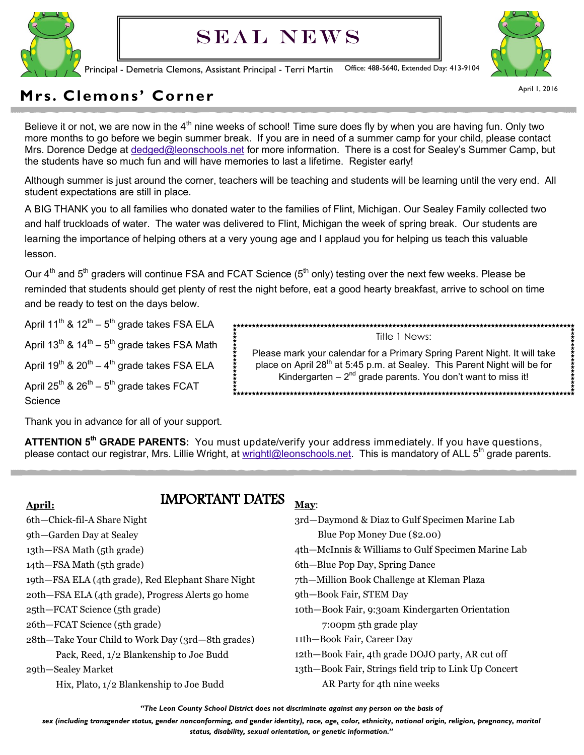# SEAL NEWS

Principal - Demetria Clemons, Assistant Principal - Terri Martin

Office: 488-5640, Extended Day: 413-9104

April 1, 2016

## Mrs. Clemons' Corner

Believe it or not, we are now in the 4th nine weeks of school! Time sure does fly by when you are having fun. Only two more months to go before we begin summer break. If you are in need of a summer camp for your child, please contact Mrs. Dorence Dedge at dedged@leonschools.net for more information. There is a cost for Sealey's Summer Camp, but the students have so much fun and will have memories to last a lifetime. Register early!

Although summer is just around the corner, teachers will be teaching and students will be learning until the very end. All student expectations are still in place.

A BIG THANK you to all families who donated water to the families of Flint, Michigan. Our Sealey Family collected two and half truckloads of water. The water was delivered to Flint, Michigan the week of spring break. Our students are learning the importance of helping others at a very young age and I applaud you for helping us teach this valuable lesson.

Our 4th and 5th graders will continue FSA and FCAT Science (5th only) testing over the next few weeks. Please be reminded that students should get plenty of rest the night before, eat a good hearty breakfast, arrive to school on time and be ready to test on the days below.

April 11th & 12th – 5th grade takes FSA ELA

April 13th & 14th – 5th grade takes FSA Math

April 19th & 20th – 4th grade takes FSA ELA

April 25th & 26th – 5th grade takes FCAT Science

Thank you in advance for all of your support.

> Title 1 News:
>
> Please mark your calendar for a Primary Spring Parent Night. It will take place on April 28th at 5:45 p.m. at Sealey. This Parent Night will be for Kindergarten – 2nd grade parents. You don't want to miss it!

**ATTENTION 5th GRADE PARENTS:** You must update/verify your address immediately. If you have questions, please contact our registrar, Mrs. Lillie Wright, at wrightl@leonschools.net. This is mandatory of ALL 5th grade parents.

## IMPORTANT DATES

**April:**

6th—Chick-fil-A Share Night
9th—Garden Day at Sealey
13th—FSA Math (5th grade)
14th—FSA Math (5th grade)
19th—FSA ELA (4th grade), Red Elephant Share Night
20th—FSA ELA (4th grade), Progress Alerts go home
25th—FCAT Science (5th grade)
26th—FCAT Science (5th grade)
28th—Take Your Child to Work Day (3rd—8th grades)
 Pack, Reed, 1/2 Blankenship to Joe Budd
29th—Sealey Market
 Hix, Plato, 1/2 Blankenship to Joe Budd

**May:**

3rd—Daymond & Diaz to Gulf Specimen Marine Lab
 Blue Pop Money Due ($2.00)
4th—McInnis & Williams to Gulf Specimen Marine Lab
6th—Blue Pop Day, Spring Dance
7th—Million Book Challenge at Kleman Plaza
9th—Book Fair, STEM Day
10th—Book Fair, 9:30am Kindergarten Orientation
 7:00pm 5th grade play
11th—Book Fair, Career Day
12th—Book Fair, 4th grade DOJO party, AR cut off
13th—Book Fair, Strings field trip to Link Up Concert
 AR Party for 4th nine weeks

*"The Leon County School District does not discriminate against any person on the basis of sex (including transgender status, gender nonconforming, and gender identity), race, age, color, ethnicity, national origin, religion, pregnancy, marital status, disability, sexual orientation, or genetic information."*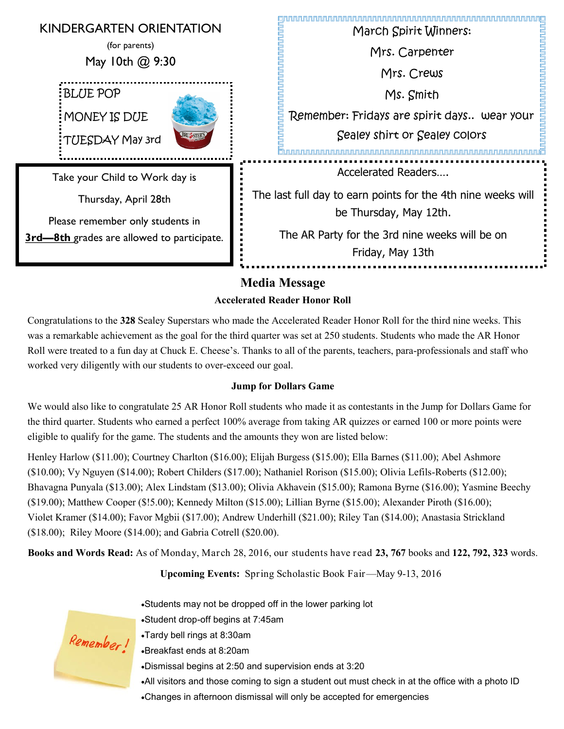KINDERGARTEN ORIENTATION

(for parents)

May 10th @ 9:30

BLUE POP

MONEY IS DUE

TUESDAY May 3rd

Take your Child to Work day is

Thursday, April 28th

Please remember only students in

**3rd—8th** grades are allowed to participate.

March Spirit Winners:

Mrs. Carpenter

Mrs. Crews

Ms. Smith

Remember: Fridays are spirit days.. wear your Sealey shirt or Sealey colors

Accelerated Readers….

The last full day to earn points for the 4th nine weeks will be Thursday, May 12th.

The AR Party for the 3rd nine weeks will be on Friday, May 13th

## Media Message

### Accelerated Reader Honor Roll

Congratulations to the **328** Sealey Superstars who made the Accelerated Reader Honor Roll for the third nine weeks. This was a remarkable achievement as the goal for the third quarter was set at 250 students. Students who made the AR Honor Roll were treated to a fun day at Chuck E. Cheese's. Thanks to all of the parents, teachers, para-professionals and staff who worked very diligently with our students to over-exceed our goal.

### Jump for Dollars Game

We would also like to congratulate 25 AR Honor Roll students who made it as contestants in the Jump for Dollars Game for the third quarter. Students who earned a perfect 100% average from taking AR quizzes or earned 100 or more points were eligible to qualify for the game. The students and the amounts they won are listed below:

Henley Harlow ($11.00); Courtney Charlton ($16.00); Elijah Burgess ($15.00); Ella Barnes ($11.00); Abel Ashmore ($10.00); Vy Nguyen ($14.00); Robert Childers ($17.00); Nathaniel Rorison ($15.00); Olivia Lefils-Roberts ($12.00); Bhavagna Punyala ($13.00); Alex Lindstam ($13.00); Olivia Akhavein ($15.00); Ramona Byrne ($16.00); Yasmine Beechy ($19.00); Matthew Cooper ($!5.00); Kennedy Milton ($15.00); Lillian Byrne ($15.00); Alexander Piroth ($16.00); Violet Kramer ($14.00); Favor Mgbii ($17.00); Andrew Underhill ($21.00); Riley Tan ($14.00); Anastasia Strickland ($18.00); Riley Moore ($14.00); and Gabria Cotrell ($20.00).

**Books and Words Read:** As of Monday, March 28, 2016, our students have read **23, 767** books and **122, 792, 323** words.

**Upcoming Events:** Spring Scholastic Book Fair—May 9-13, 2016

Remember!

- Students may not be dropped off in the lower parking lot
- Student drop-off begins at 7:45am
- Tardy bell rings at 8:30am
- Breakfast ends at 8:20am
- Dismissal begins at 2:50 and supervision ends at 3:20
- All visitors and those coming to sign a student out must check in at the office with a photo ID
- Changes in afternoon dismissal will only be accepted for emergencies